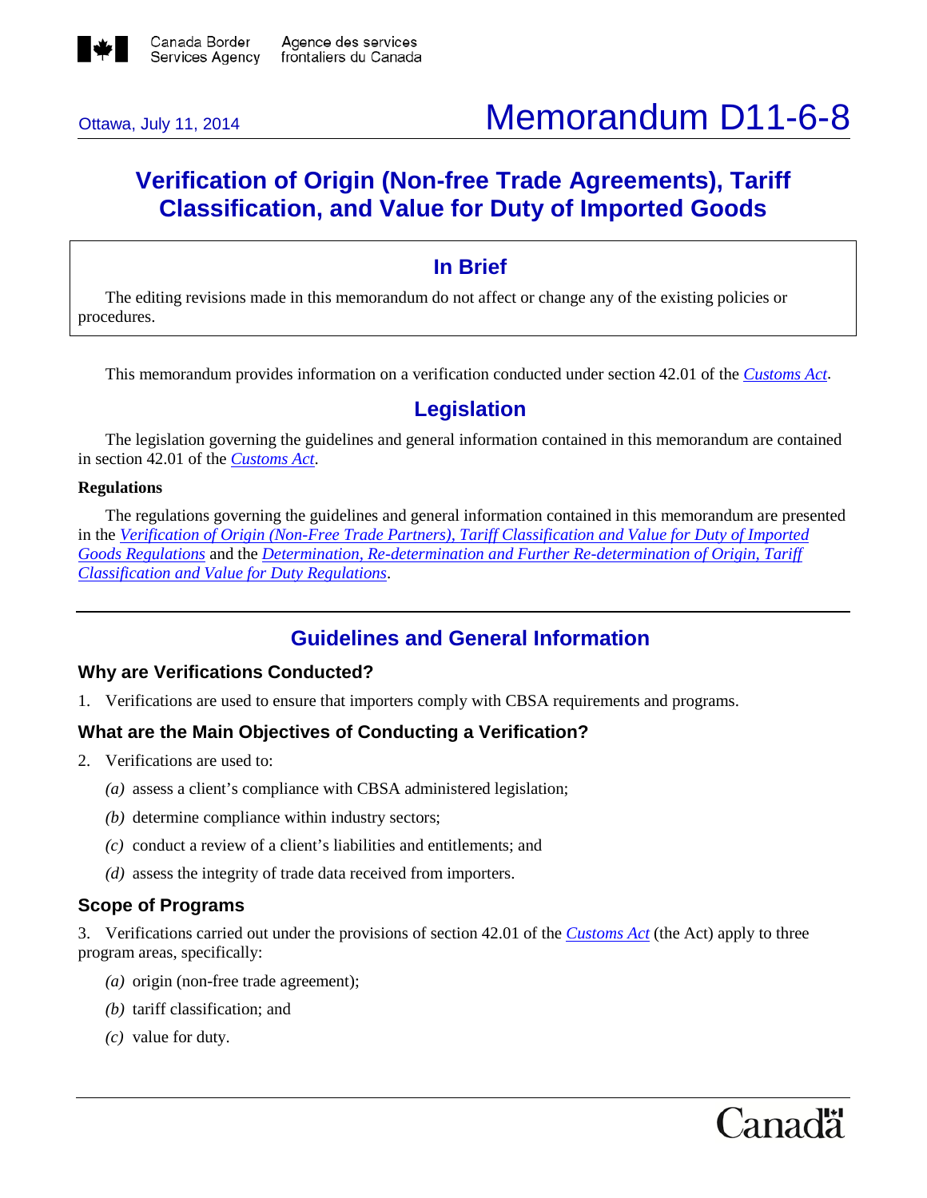Ottawa, July 11, 2014

# Memorandum D11-6-8

## Verification of Origin (Non-free Trade Agreements), Tariff Classification, and Value for Duty of Imported Goods

## In Brief

The editing revisions made in this memorandum do not affect or change any of the existing policies or procedures.

This memorandum provides information on a verification conducted under section 42.01 of the *Customs Act*.

## Legislation

The legislation governing the guidelines and general information contained in this memorandum are contained in section 42.01 of the *Customs Act*.

**Regulations**

The regulations governing the guidelines and general information contained in this memorandum are presented in the *Verification of Origin (Non-Free Trade Partners), Tariff Classification and Value for Duty of Imported Goods Regulations* and the *Determination, Re-determination and Further Re-determination of Origin, Tariff Classification and Value for Duty Regulations*.

## Guidelines and General Information

### Why are Verifications Conducted?

1. Verifications are used to ensure that importers comply with CBSA requirements and programs.

### What are the Main Objectives of Conducting a Verification?

2. Verifications are used to:

   *(a)* assess a client's compliance with CBSA administered legislation;

   *(b)* determine compliance within industry sectors;

   *(c)* conduct a review of a client's liabilities and entitlements; and

   *(d)* assess the integrity of trade data received from importers.

### Scope of Programs

3. Verifications carried out under the provisions of section 42.01 of the *Customs Act* (the Act) apply to three program areas, specifically:

   *(a)* origin (non-free trade agreement);

   *(b)* tariff classification; and

   *(c)* value for duty.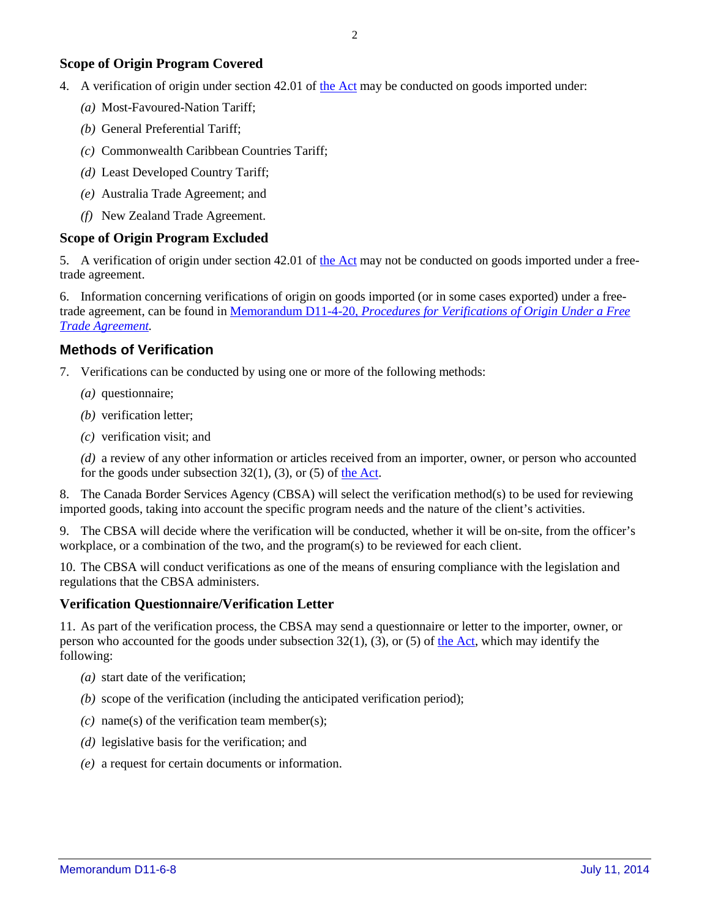## Scope of Origin Program Covered

4. A verification of origin under section 42.01 of the Act may be conducted on goods imported under:

   *(a)* Most-Favoured-Nation Tariff;

   *(b)* General Preferential Tariff;

   *(c)* Commonwealth Caribbean Countries Tariff;

   *(d)* Least Developed Country Tariff;

   *(e)* Australia Trade Agreement; and

   *(f)* New Zealand Trade Agreement.

## Scope of Origin Program Excluded

5. A verification of origin under section 42.01 of the Act may not be conducted on goods imported under a free-trade agreement.

6. Information concerning verifications of origin on goods imported (or in some cases exported) under a free-trade agreement, can be found in Memorandum D11-4-20, *Procedures for Verifications of Origin Under a Free Trade Agreement.*

## Methods of Verification

7. Verifications can be conducted by using one or more of the following methods:

   *(a)* questionnaire;

   *(b)* verification letter;

   *(c)* verification visit; and

   *(d)* a review of any other information or articles received from an importer, owner, or person who accounted for the goods under subsection 32(1), (3), or (5) of the Act.

8. The Canada Border Services Agency (CBSA) will select the verification method(s) to be used for reviewing imported goods, taking into account the specific program needs and the nature of the client's activities.

9. The CBSA will decide where the verification will be conducted, whether it will be on-site, from the officer's workplace, or a combination of the two, and the program(s) to be reviewed for each client.

10. The CBSA will conduct verifications as one of the means of ensuring compliance with the legislation and regulations that the CBSA administers.

## Verification Questionnaire/Verification Letter

11. As part of the verification process, the CBSA may send a questionnaire or letter to the importer, owner, or person who accounted for the goods under subsection 32(1), (3), or (5) of the Act, which may identify the following:

   *(a)* start date of the verification;

   *(b)* scope of the verification (including the anticipated verification period);

   *(c)* name(s) of the verification team member(s);

   *(d)* legislative basis for the verification; and

   *(e)* a request for certain documents or information.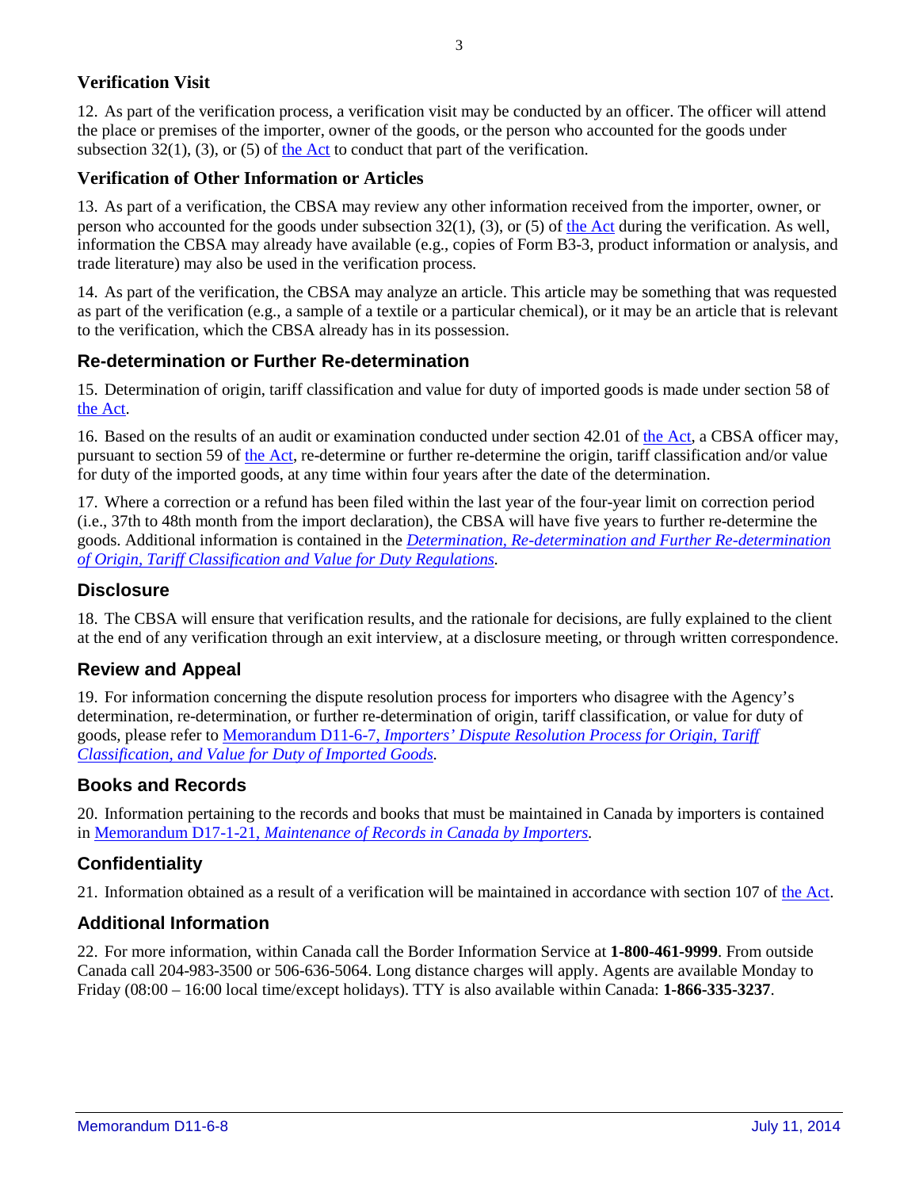### Verification Visit

12. As part of the verification process, a verification visit may be conducted by an officer. The officer will attend the place or premises of the importer, owner of the goods, or the person who accounted for the goods under subsection 32(1), (3), or (5) of the Act to conduct that part of the verification.

### Verification of Other Information or Articles

13. As part of a verification, the CBSA may review any other information received from the importer, owner, or person who accounted for the goods under subsection 32(1), (3), or (5) of the Act during the verification. As well, information the CBSA may already have available (e.g., copies of Form B3-3, product information or analysis, and trade literature) may also be used in the verification process.

14. As part of the verification, the CBSA may analyze an article. This article may be something that was requested as part of the verification (e.g., a sample of a textile or a particular chemical), or it may be an article that is relevant to the verification, which the CBSA already has in its possession.

## Re-determination or Further Re-determination

15. Determination of origin, tariff classification and value for duty of imported goods is made under section 58 of the Act.

16. Based on the results of an audit or examination conducted under section 42.01 of the Act, a CBSA officer may, pursuant to section 59 of the Act, re-determine or further re-determine the origin, tariff classification and/or value for duty of the imported goods, at any time within four years after the date of the determination.

17. Where a correction or a refund has been filed within the last year of the four-year limit on correction period (i.e., 37th to 48th month from the import declaration), the CBSA will have five years to further re-determine the goods. Additional information is contained in the *Determination, Re-determination and Further Re-determination of Origin, Tariff Classification and Value for Duty Regulations*.

## Disclosure

18. The CBSA will ensure that verification results, and the rationale for decisions, are fully explained to the client at the end of any verification through an exit interview, at a disclosure meeting, or through written correspondence.

## Review and Appeal

19. For information concerning the dispute resolution process for importers who disagree with the Agency's determination, re-determination, or further re-determination of origin, tariff classification, or value for duty of goods, please refer to Memorandum D11-6-7, *Importers' Dispute Resolution Process for Origin, Tariff Classification, and Value for Duty of Imported Goods*.

## Books and Records

20. Information pertaining to the records and books that must be maintained in Canada by importers is contained in Memorandum D17-1-21, *Maintenance of Records in Canada by Importers*.

## Confidentiality

21. Information obtained as a result of a verification will be maintained in accordance with section 107 of the Act.

## Additional Information

22. For more information, within Canada call the Border Information Service at **1-800-461-9999**. From outside Canada call 204-983-3500 or 506-636-5064. Long distance charges will apply. Agents are available Monday to Friday (08:00 – 16:00 local time/except holidays). TTY is also available within Canada: **1-866-335-3237**.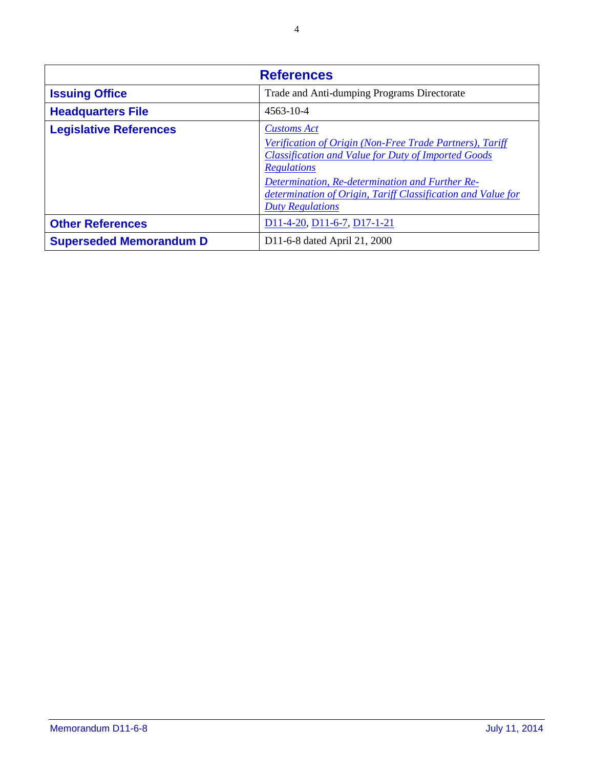| References | |
|---|---|
| **Issuing Office** | Trade and Anti-dumping Programs Directorate |
| **Headquarters File** | 4563-10-4 |
| **Legislative References** | *Customs Act*<br>*Verification of Origin (Non-Free Trade Partners), Tariff Classification and Value for Duty of Imported Goods Regulations*<br>*Determination, Re-determination and Further Re-determination of Origin, Tariff Classification and Value for Duty Regulations* |
| **Other References** | D11-4-20, D11-6-7, D17-1-21 |
| **Superseded Memorandum D** | D11-6-8 dated April 21, 2000 |